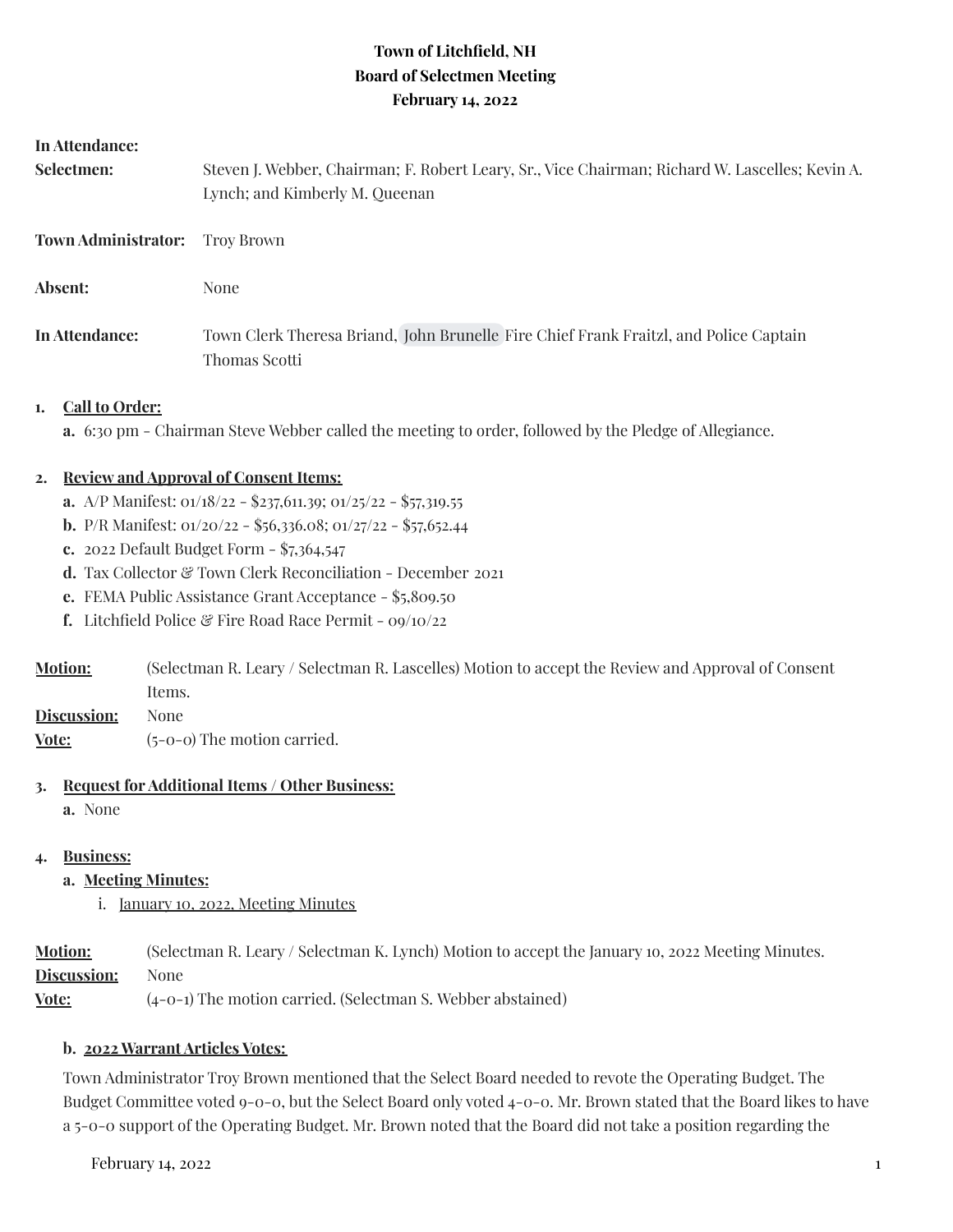# Town of Litchfield, NH
## Board of Selectmen Meeting
### February 14, 2022

**In Attendance:**

**Selectmen:** Steven J. Webber, Chairman; F. Robert Leary, Sr., Vice Chairman; Richard W. Lascelles; Kevin A. Lynch; and Kimberly M. Queenan

**Town Administrator:** Troy Brown

**Absent:** None

**In Attendance:** Town Clerk Theresa Briand, John Brunelle Fire Chief Frank Fraitzl, and Police Captain Thomas Scotti

1. **Call to Order:**
   a. 6:30 pm - Chairman Steve Webber called the meeting to order, followed by the Pledge of Allegiance.

2. **Review and Approval of Consent Items:**
   a. A/P Manifest: 01/18/22 - $237,611.39; 01/25/22 - $57,319.55
   b. P/R Manifest: 01/20/22 - $56,336.08; 01/27/22 - $57,652.44
   c. 2022 Default Budget Form - $7,364,547
   d. Tax Collector & Town Clerk Reconciliation - December 2021
   e. FEMA Public Assistance Grant Acceptance - $5,809.50
   f. Litchfield Police & Fire Road Race Permit - 09/10/22

**Motion:** (Selectman R. Leary / Selectman R. Lascelles) Motion to accept the Review and Approval of Consent Items.
**Discussion:** None
**Vote:** (5-0-0) The motion carried.

3. **Request for Additional Items / Other Business:**
   a. None

4. **Business:**
   a. **Meeting Minutes:**
      i. January 10, 2022, Meeting Minutes

**Motion:** (Selectman R. Leary / Selectman K. Lynch) Motion to accept the January 10, 2022 Meeting Minutes.
**Discussion:** None
**Vote:** (4-0-1) The motion carried. (Selectman S. Webber abstained)

b. **2022 Warrant Articles Votes:**

Town Administrator Troy Brown mentioned that the Select Board needed to revote the Operating Budget. The Budget Committee voted 9-0-0, but the Select Board only voted 4-0-0. Mr. Brown stated that the Board likes to have a 5-0-0 support of the Operating Budget. Mr. Brown noted that the Board did not take a position regarding the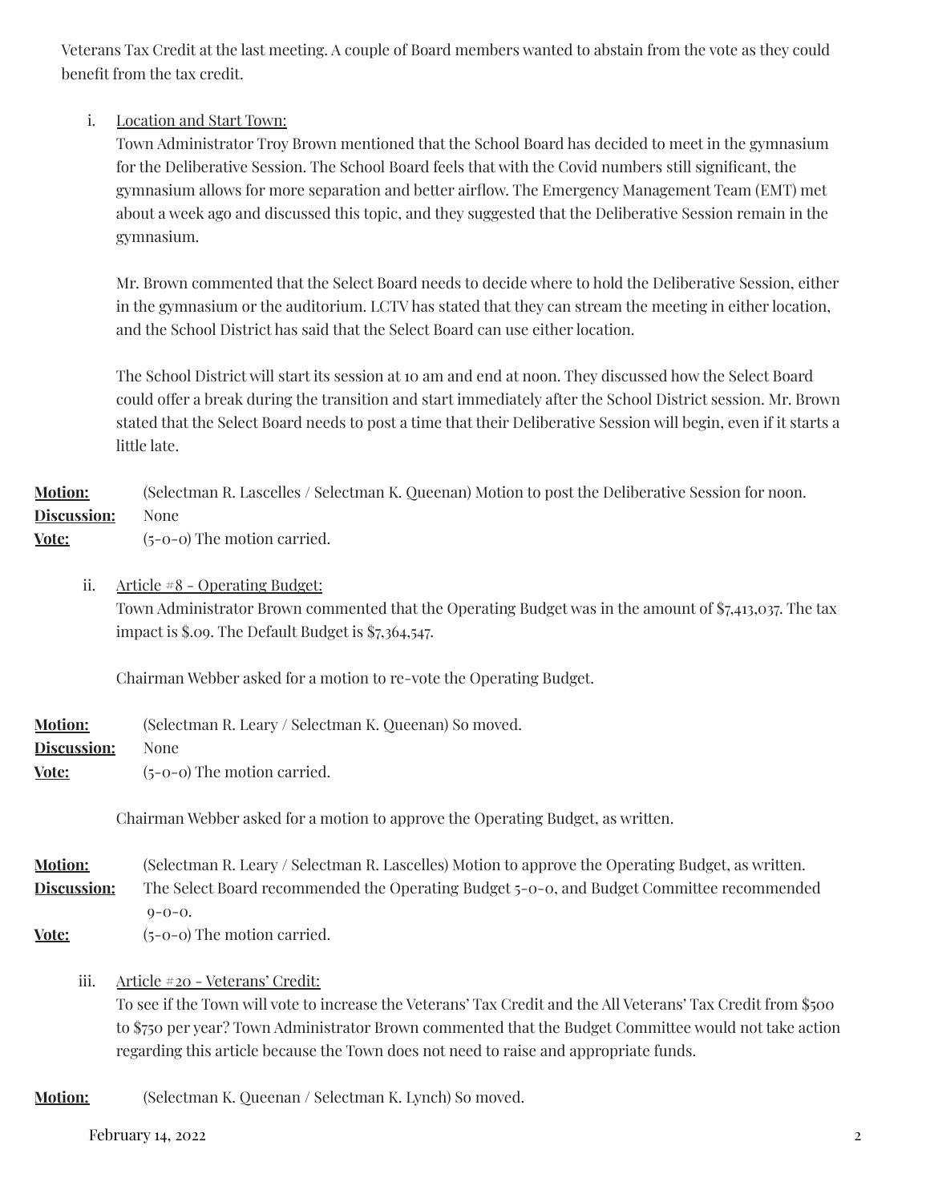Veterans Tax Credit at the last meeting. A couple of Board members wanted to abstain from the vote as they could benefit from the tax credit.

i. Location and Start Town:

Town Administrator Troy Brown mentioned that the School Board has decided to meet in the gymnasium for the Deliberative Session. The School Board feels that with the Covid numbers still significant, the gymnasium allows for more separation and better airflow. The Emergency Management Team (EMT) met about a week ago and discussed this topic, and they suggested that the Deliberative Session remain in the gymnasium.

Mr. Brown commented that the Select Board needs to decide where to hold the Deliberative Session, either in the gymnasium or the auditorium. LCTV has stated that they can stream the meeting in either location, and the School District has said that the Select Board can use either location.

The School District will start its session at 10 am and end at noon. They discussed how the Select Board could offer a break during the transition and start immediately after the School District session. Mr. Brown stated that the Select Board needs to post a time that their Deliberative Session will begin, even if it starts a little late.

**Motion:** (Selectman R. Lascelles / Selectman K. Queenan) Motion to post the Deliberative Session for noon.
**Discussion:** None
**Vote:** (5-0-0) The motion carried.

ii. Article #8 - Operating Budget:

Town Administrator Brown commented that the Operating Budget was in the amount of $7,413,037. The tax impact is $.09. The Default Budget is $7,364,547.

Chairman Webber asked for a motion to re-vote the Operating Budget.

**Motion:** (Selectman R. Leary / Selectman K. Queenan) So moved.
**Discussion:** None
**Vote:** (5-0-0) The motion carried.

Chairman Webber asked for a motion to approve the Operating Budget, as written.

**Motion:** (Selectman R. Leary / Selectman R. Lascelles) Motion to approve the Operating Budget, as written.
**Discussion:** The Select Board recommended the Operating Budget 5-0-0, and Budget Committee recommended 9-0-0.
**Vote:** (5-0-0) The motion carried.

iii. Article #20 - Veterans' Credit:

To see if the Town will vote to increase the Veterans' Tax Credit and the All Veterans' Tax Credit from $500 to $750 per year? Town Administrator Brown commented that the Budget Committee would not take action regarding this article because the Town does not need to raise and appropriate funds.

**Motion:** (Selectman K. Queenan / Selectman K. Lynch) So moved.

February 14, 2022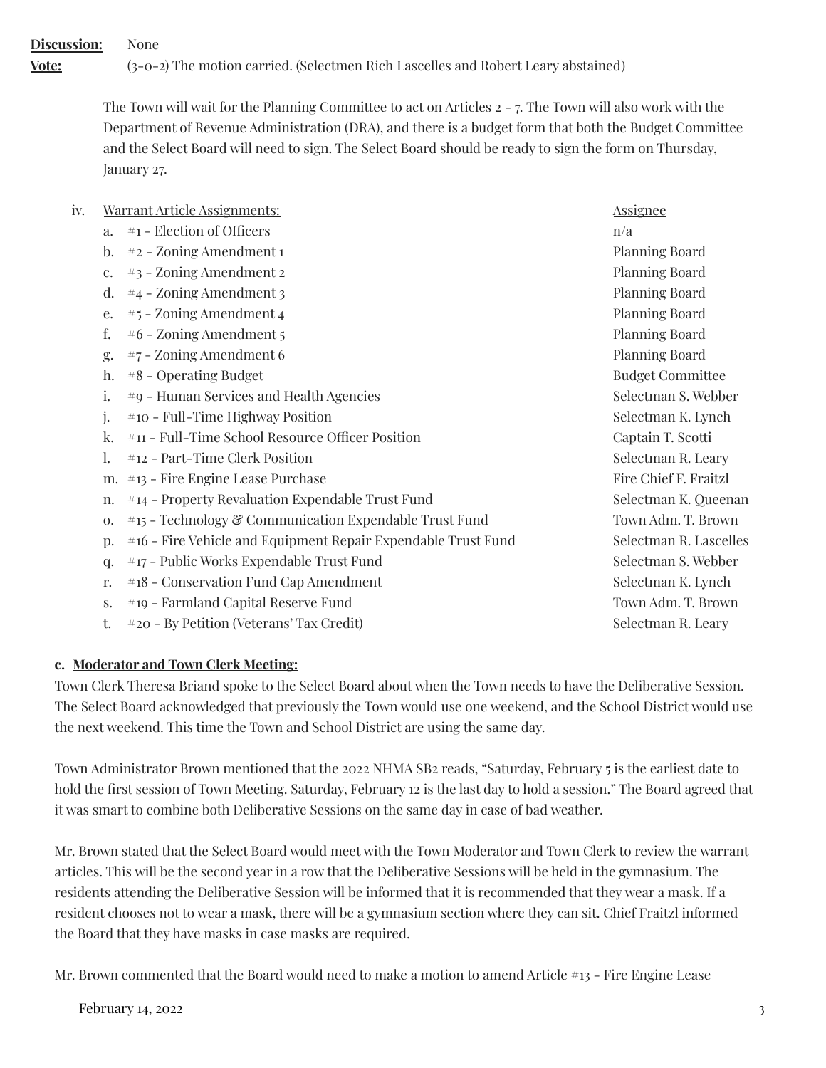**Discussion:** None

**Vote:** (3-0-2) The motion carried. (Selectmen Rich Lascelles and Robert Leary abstained)

The Town will wait for the Planning Committee to act on Articles 2 - 7. The Town will also work with the Department of Revenue Administration (DRA), and there is a budget form that both the Budget Committee and the Select Board will need to sign. The Select Board should be ready to sign the form on Thursday, January 27.

iv. Warrant Article Assignments:

| | Warrant Article | Assignee |
|---|---|---|
| a. | #1 - Election of Officers | n/a |
| b. | #2 - Zoning Amendment 1 | Planning Board |
| c. | #3 - Zoning Amendment 2 | Planning Board |
| d. | #4 - Zoning Amendment 3 | Planning Board |
| e. | #5 - Zoning Amendment 4 | Planning Board |
| f. | #6 - Zoning Amendment 5 | Planning Board |
| g. | #7 - Zoning Amendment 6 | Planning Board |
| h. | #8 - Operating Budget | Budget Committee |
| i. | #9 - Human Services and Health Agencies | Selectman S. Webber |
| j. | #10 - Full-Time Highway Position | Selectman K. Lynch |
| k. | #11 - Full-Time School Resource Officer Position | Captain T. Scotti |
| l. | #12 - Part-Time Clerk Position | Selectman R. Leary |
| m. | #13 - Fire Engine Lease Purchase | Fire Chief F. Fraitzl |
| n. | #14 - Property Revaluation Expendable Trust Fund | Selectman K. Queenan |
| o. | #15 - Technology & Communication Expendable Trust Fund | Town Adm. T. Brown |
| p. | #16 - Fire Vehicle and Equipment Repair Expendable Trust Fund | Selectman R. Lascelles |
| q. | #17 - Public Works Expendable Trust Fund | Selectman S. Webber |
| r. | #18 - Conservation Fund Cap Amendment | Selectman K. Lynch |
| s. | #19 - Farmland Capital Reserve Fund | Town Adm. T. Brown |
| t. | #20 - By Petition (Veterans' Tax Credit) | Selectman R. Leary |

**c. Moderator and Town Clerk Meeting:**

Town Clerk Theresa Briand spoke to the Select Board about when the Town needs to have the Deliberative Session. The Select Board acknowledged that previously the Town would use one weekend, and the School District would use the next weekend. This time the Town and School District are using the same day.

Town Administrator Brown mentioned that the 2022 NHMA SB2 reads, "Saturday, February 5 is the earliest date to hold the first session of Town Meeting. Saturday, February 12 is the last day to hold a session." The Board agreed that it was smart to combine both Deliberative Sessions on the same day in case of bad weather.

Mr. Brown stated that the Select Board would meet with the Town Moderator and Town Clerk to review the warrant articles. This will be the second year in a row that the Deliberative Sessions will be held in the gymnasium. The residents attending the Deliberative Session will be informed that it is recommended that they wear a mask. If a resident chooses not to wear a mask, there will be a gymnasium section where they can sit. Chief Fraitzl informed the Board that they have masks in case masks are required.

Mr. Brown commented that the Board would need to make a motion to amend Article #13 - Fire Engine Lease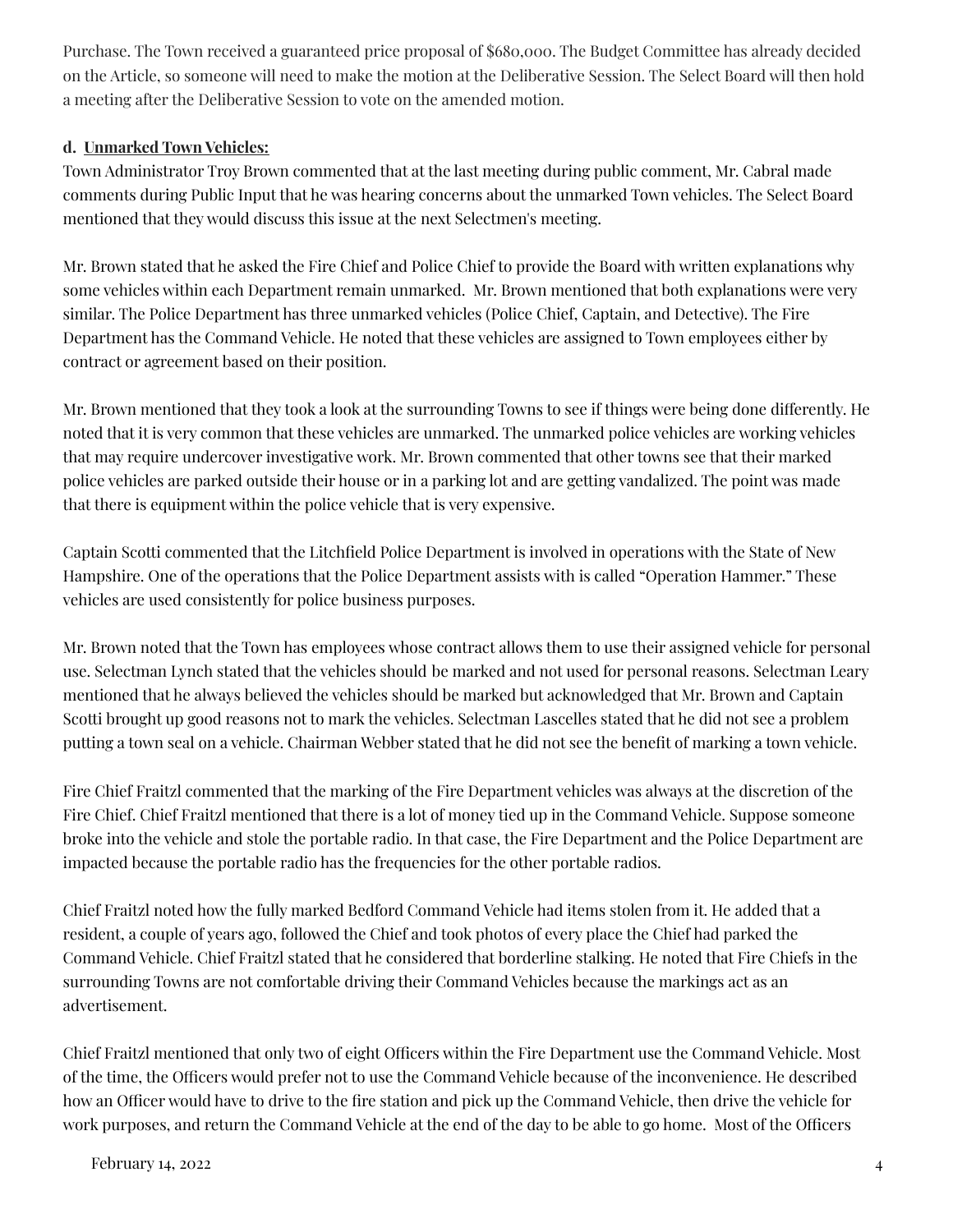Purchase. The Town received a guaranteed price proposal of $680,000. The Budget Committee has already decided on the Article, so someone will need to make the motion at the Deliberative Session. The Select Board will then hold a meeting after the Deliberative Session to vote on the amended motion.

**d. Unmarked Town Vehicles:**

Town Administrator Troy Brown commented that at the last meeting during public comment, Mr. Cabral made comments during Public Input that he was hearing concerns about the unmarked Town vehicles. The Select Board mentioned that they would discuss this issue at the next Selectmen's meeting.

Mr. Brown stated that he asked the Fire Chief and Police Chief to provide the Board with written explanations why some vehicles within each Department remain unmarked. Mr. Brown mentioned that both explanations were very similar. The Police Department has three unmarked vehicles (Police Chief, Captain, and Detective). The Fire Department has the Command Vehicle. He noted that these vehicles are assigned to Town employees either by contract or agreement based on their position.

Mr. Brown mentioned that they took a look at the surrounding Towns to see if things were being done differently. He noted that it is very common that these vehicles are unmarked. The unmarked police vehicles are working vehicles that may require undercover investigative work. Mr. Brown commented that other towns see that their marked police vehicles are parked outside their house or in a parking lot and are getting vandalized. The point was made that there is equipment within the police vehicle that is very expensive.

Captain Scotti commented that the Litchfield Police Department is involved in operations with the State of New Hampshire. One of the operations that the Police Department assists with is called "Operation Hammer." These vehicles are used consistently for police business purposes.

Mr. Brown noted that the Town has employees whose contract allows them to use their assigned vehicle for personal use. Selectman Lynch stated that the vehicles should be marked and not used for personal reasons. Selectman Leary mentioned that he always believed the vehicles should be marked but acknowledged that Mr. Brown and Captain Scotti brought up good reasons not to mark the vehicles. Selectman Lascelles stated that he did not see a problem putting a town seal on a vehicle. Chairman Webber stated that he did not see the benefit of marking a town vehicle.

Fire Chief Fraitzl commented that the marking of the Fire Department vehicles was always at the discretion of the Fire Chief. Chief Fraitzl mentioned that there is a lot of money tied up in the Command Vehicle. Suppose someone broke into the vehicle and stole the portable radio. In that case, the Fire Department and the Police Department are impacted because the portable radio has the frequencies for the other portable radios.

Chief Fraitzl noted how the fully marked Bedford Command Vehicle had items stolen from it. He added that a resident, a couple of years ago, followed the Chief and took photos of every place the Chief had parked the Command Vehicle. Chief Fraitzl stated that he considered that borderline stalking. He noted that Fire Chiefs in the surrounding Towns are not comfortable driving their Command Vehicles because the markings act as an advertisement.

Chief Fraitzl mentioned that only two of eight Officers within the Fire Department use the Command Vehicle. Most of the time, the Officers would prefer not to use the Command Vehicle because of the inconvenience. He described how an Officer would have to drive to the fire station and pick up the Command Vehicle, then drive the vehicle for work purposes, and return the Command Vehicle at the end of the day to be able to go home. Most of the Officers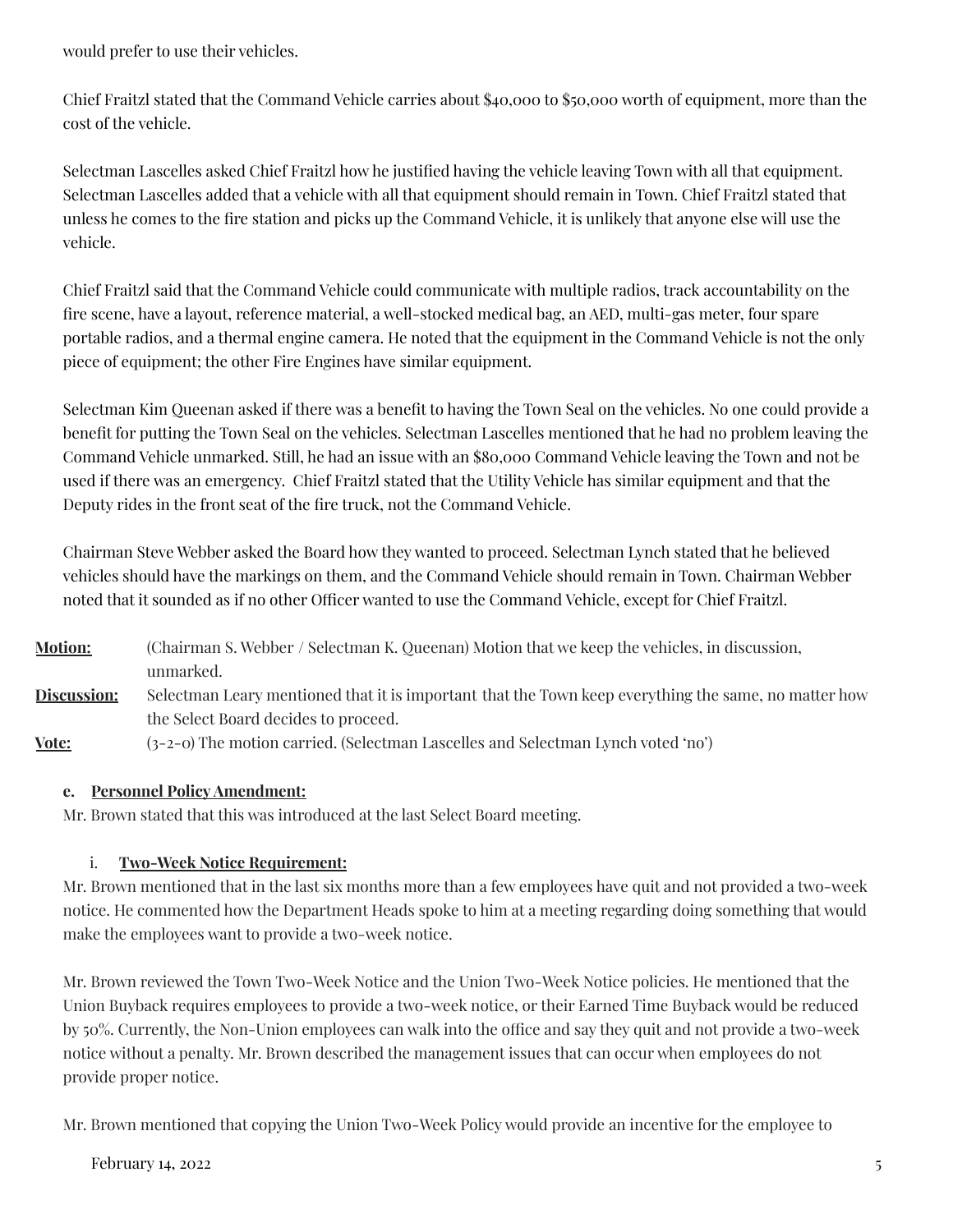would prefer to use their vehicles.

Chief Fraitzl stated that the Command Vehicle carries about $40,000 to $50,000 worth of equipment, more than the cost of the vehicle.

Selectman Lascelles asked Chief Fraitzl how he justified having the vehicle leaving Town with all that equipment. Selectman Lascelles added that a vehicle with all that equipment should remain in Town. Chief Fraitzl stated that unless he comes to the fire station and picks up the Command Vehicle, it is unlikely that anyone else will use the vehicle.

Chief Fraitzl said that the Command Vehicle could communicate with multiple radios, track accountability on the fire scene, have a layout, reference material, a well-stocked medical bag, an AED, multi-gas meter, four spare portable radios, and a thermal engine camera. He noted that the equipment in the Command Vehicle is not the only piece of equipment; the other Fire Engines have similar equipment.

Selectman Kim Queenan asked if there was a benefit to having the Town Seal on the vehicles. No one could provide a benefit for putting the Town Seal on the vehicles. Selectman Lascelles mentioned that he had no problem leaving the Command Vehicle unmarked. Still, he had an issue with an $80,000 Command Vehicle leaving the Town and not be used if there was an emergency. Chief Fraitzl stated that the Utility Vehicle has similar equipment and that the Deputy rides in the front seat of the fire truck, not the Command Vehicle.

Chairman Steve Webber asked the Board how they wanted to proceed. Selectman Lynch stated that he believed vehicles should have the markings on them, and the Command Vehicle should remain in Town. Chairman Webber noted that it sounded as if no other Officer wanted to use the Command Vehicle, except for Chief Fraitzl.

**Motion:** (Chairman S. Webber / Selectman K. Queenan) Motion that we keep the vehicles, in discussion, unmarked.

**Discussion:** Selectman Leary mentioned that it is important that the Town keep everything the same, no matter how the Select Board decides to proceed.

**Vote:** (3-2-0) The motion carried. (Selectman Lascelles and Selectman Lynch voted 'no')

**e. Personnel Policy Amendment:**

Mr. Brown stated that this was introduced at the last Select Board meeting.

**i. Two-Week Notice Requirement:**

Mr. Brown mentioned that in the last six months more than a few employees have quit and not provided a two-week notice. He commented how the Department Heads spoke to him at a meeting regarding doing something that would make the employees want to provide a two-week notice.

Mr. Brown reviewed the Town Two-Week Notice and the Union Two-Week Notice policies. He mentioned that the Union Buyback requires employees to provide a two-week notice, or their Earned Time Buyback would be reduced by 50%. Currently, the Non-Union employees can walk into the office and say they quit and not provide a two-week notice without a penalty. Mr. Brown described the management issues that can occur when employees do not provide proper notice.

Mr. Brown mentioned that copying the Union Two-Week Policy would provide an incentive for the employee to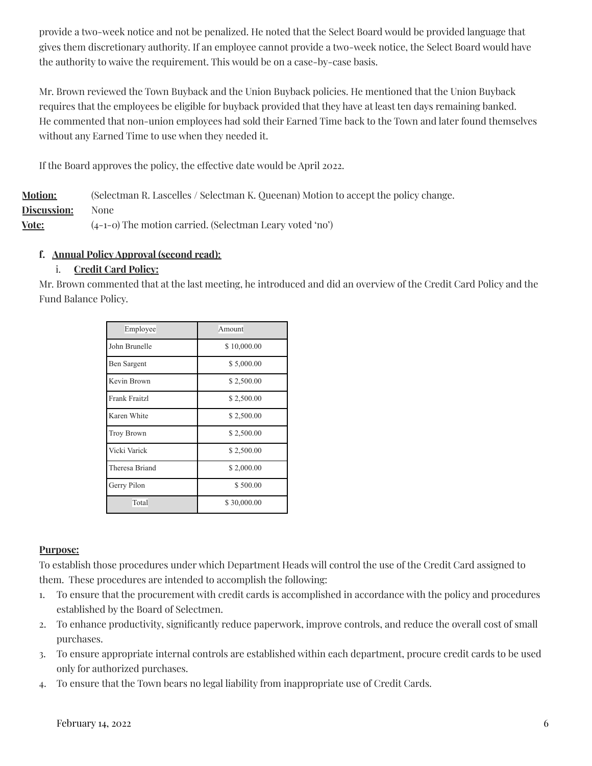provide a two-week notice and not be penalized. He noted that the Select Board would be provided language that gives them discretionary authority. If an employee cannot provide a two-week notice, the Select Board would have the authority to waive the requirement. This would be on a case-by-case basis.

Mr. Brown reviewed the Town Buyback and the Union Buyback policies. He mentioned that the Union Buyback requires that the employees be eligible for buyback provided that they have at least ten days remaining banked. He commented that non-union employees had sold their Earned Time back to the Town and later found themselves without any Earned Time to use when they needed it.

If the Board approves the policy, the effective date would be April 2022.

**Motion:** (Selectman R. Lascelles / Selectman K. Queenan) Motion to accept the policy change.
**Discussion:** None
**Vote:** (4-1-0) The motion carried. (Selectman Leary voted 'no')

**f. Annual Policy Approval (second read):**

i. **Credit Card Policy:**

Mr. Brown commented that at the last meeting, he introduced and did an overview of the Credit Card Policy and the Fund Balance Policy.

| Employee | Amount |
|---|---|
| John Brunelle | $ 10,000.00 |
| Ben Sargent | $ 5,000.00 |
| Kevin Brown | $ 2,500.00 |
| Frank Fraitzl | $ 2,500.00 |
| Karen White | $ 2,500.00 |
| Troy Brown | $ 2,500.00 |
| Vicki Varick | $ 2,500.00 |
| Theresa Briand | $ 2,000.00 |
| Gerry Pilon | $ 500.00 |
| Total | $ 30,000.00 |

**Purpose:**

To establish those procedures under which Department Heads will control the use of the Credit Card assigned to them. These procedures are intended to accomplish the following:

1. To ensure that the procurement with credit cards is accomplished in accordance with the policy and procedures established by the Board of Selectmen.
2. To enhance productivity, significantly reduce paperwork, improve controls, and reduce the overall cost of small purchases.
3. To ensure appropriate internal controls are established within each department, procure credit cards to be used only for authorized purchases.
4. To ensure that the Town bears no legal liability from inappropriate use of Credit Cards.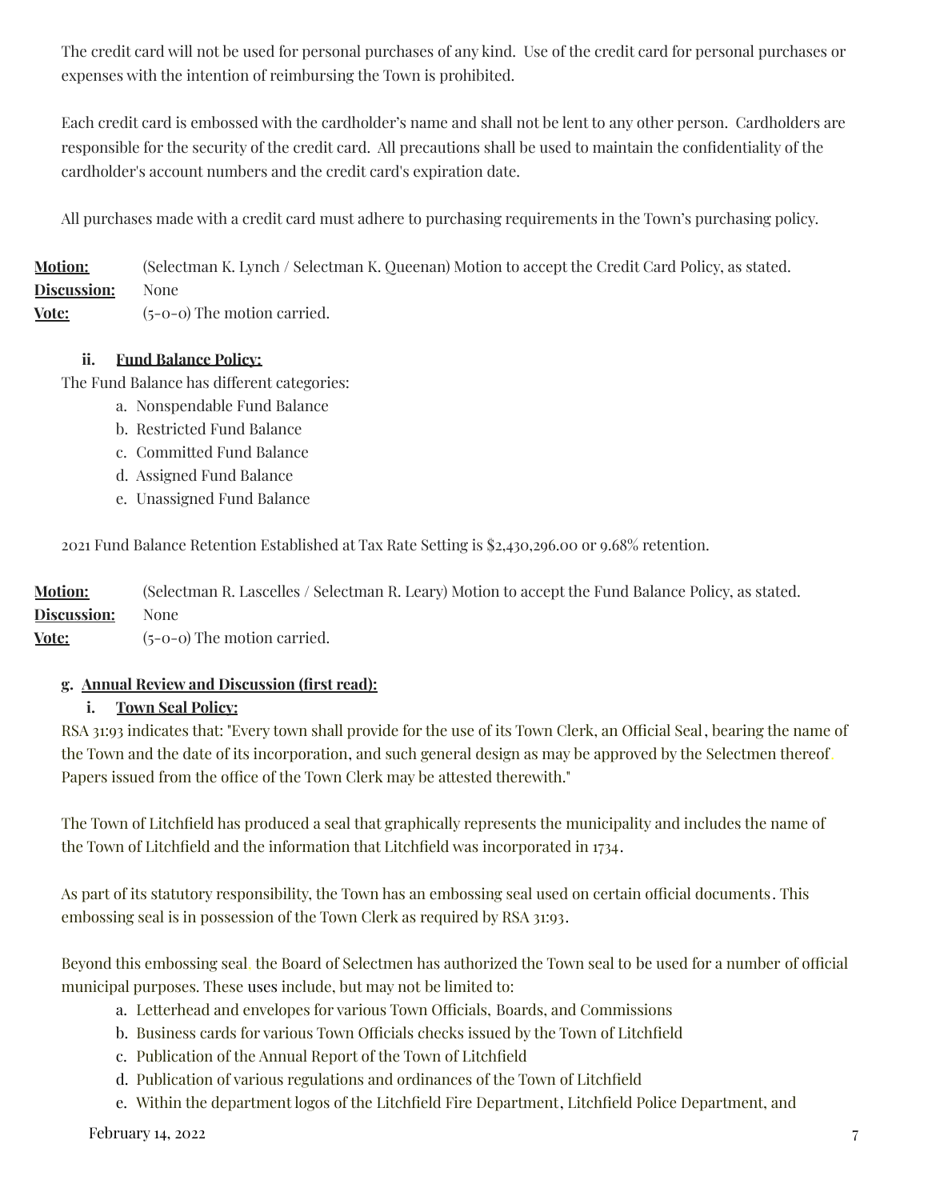The credit card will not be used for personal purchases of any kind. Use of the credit card for personal purchases or expenses with the intention of reimbursing the Town is prohibited.

Each credit card is embossed with the cardholder's name and shall not be lent to any other person. Cardholders are responsible for the security of the credit card. All precautions shall be used to maintain the confidentiality of the cardholder's account numbers and the credit card's expiration date.

All purchases made with a credit card must adhere to purchasing requirements in the Town's purchasing policy.

**Motion:** (Selectman K. Lynch / Selectman K. Queenan) Motion to accept the Credit Card Policy, as stated.
**Discussion:** None
**Vote:** (5-0-0) The motion carried.

ii. **Fund Balance Policy:**

The Fund Balance has different categories:

a. Nonspendable Fund Balance
b. Restricted Fund Balance
c. Committed Fund Balance
d. Assigned Fund Balance
e. Unassigned Fund Balance

2021 Fund Balance Retention Established at Tax Rate Setting is $2,430,296.00 or 9.68% retention.

**Motion:** (Selectman R. Lascelles / Selectman R. Leary) Motion to accept the Fund Balance Policy, as stated.
**Discussion:** None
**Vote:** (5-0-0) The motion carried.

g. **Annual Review and Discussion (first read):**

i. **Town Seal Policy:**

RSA 31:93 indicates that: "Every town shall provide for the use of its Town Clerk, an Official Seal, bearing the name of the Town and the date of its incorporation, and such general design as may be approved by the Selectmen thereof. Papers issued from the office of the Town Clerk may be attested therewith."

The Town of Litchfield has produced a seal that graphically represents the municipality and includes the name of the Town of Litchfield and the information that Litchfield was incorporated in 1734.

As part of its statutory responsibility, the Town has an embossing seal used on certain official documents. This embossing seal is in possession of the Town Clerk as required by RSA 31:93.

Beyond this embossing seal, the Board of Selectmen has authorized the Town seal to be used for a number of official municipal purposes. These uses include, but may not be limited to:

a. Letterhead and envelopes for various Town Officials, Boards, and Commissions
b. Business cards for various Town Officials checks issued by the Town of Litchfield
c. Publication of the Annual Report of the Town of Litchfield
d. Publication of various regulations and ordinances of the Town of Litchfield
e. Within the department logos of the Litchfield Fire Department, Litchfield Police Department, and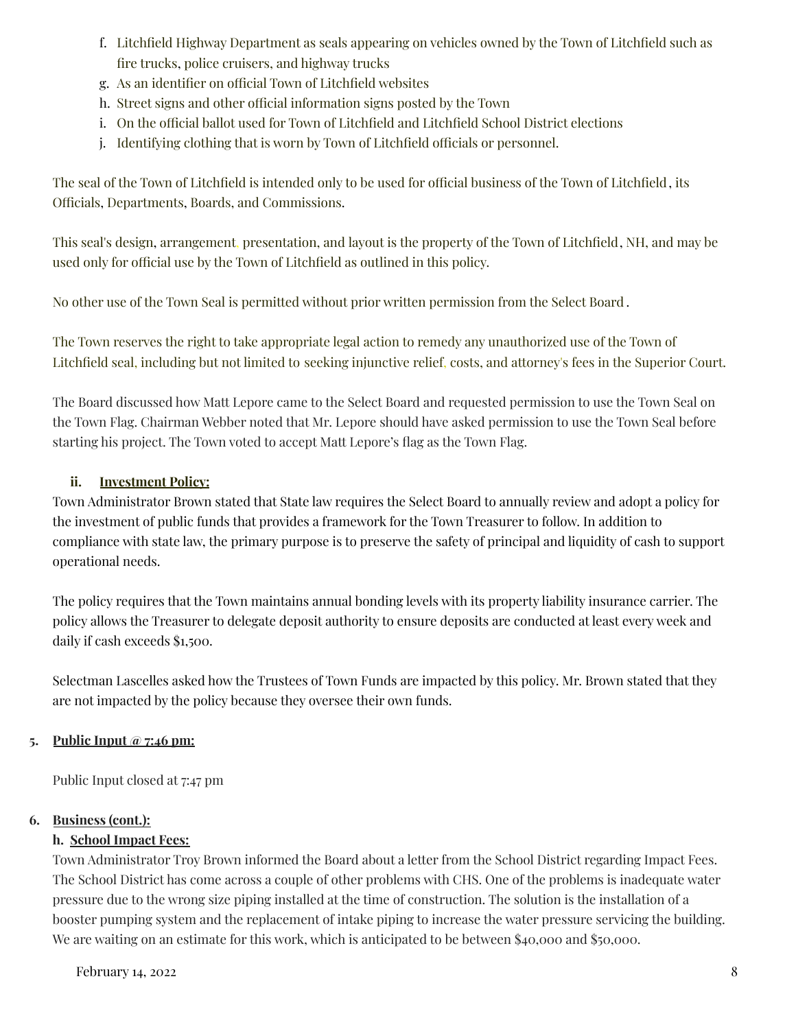f. Litchfield Highway Department as seals appearing on vehicles owned by the Town of Litchfield such as fire trucks, police cruisers, and highway trucks
g. As an identifier on official Town of Litchfield websites
h. Street signs and other official information signs posted by the Town
i. On the official ballot used for Town of Litchfield and Litchfield School District elections
j. Identifying clothing that is worn by Town of Litchfield officials or personnel.

The seal of the Town of Litchfield is intended only to be used for official business of the Town of Litchfield, its Officials, Departments, Boards, and Commissions.

This seal's design, arrangement, presentation, and layout is the property of the Town of Litchfield, NH, and may be used only for official use by the Town of Litchfield as outlined in this policy.

No other use of the Town Seal is permitted without prior written permission from the Select Board.

The Town reserves the right to take appropriate legal action to remedy any unauthorized use of the Town of Litchfield seal, including but not limited to seeking injunctive relief, costs, and attorney's fees in the Superior Court.

The Board discussed how Matt Lepore came to the Select Board and requested permission to use the Town Seal on the Town Flag. Chairman Webber noted that Mr. Lepore should have asked permission to use the Town Seal before starting his project. The Town voted to accept Matt Lepore's flag as the Town Flag.

**ii. Investment Policy:**

Town Administrator Brown stated that State law requires the Select Board to annually review and adopt a policy for the investment of public funds that provides a framework for the Town Treasurer to follow. In addition to compliance with state law, the primary purpose is to preserve the safety of principal and liquidity of cash to support operational needs.

The policy requires that the Town maintains annual bonding levels with its property liability insurance carrier. The policy allows the Treasurer to delegate deposit authority to ensure deposits are conducted at least every week and daily if cash exceeds $1,500.

Selectman Lascelles asked how the Trustees of Town Funds are impacted by this policy. Mr. Brown stated that they are not impacted by the policy because they oversee their own funds.

**5. Public Input @ 7:46 pm:**

Public Input closed at 7:47 pm

**6. Business (cont.):**

**h. School Impact Fees:**

Town Administrator Troy Brown informed the Board about a letter from the School District regarding Impact Fees. The School District has come across a couple of other problems with CHS. One of the problems is inadequate water pressure due to the wrong size piping installed at the time of construction. The solution is the installation of a booster pumping system and the replacement of intake piping to increase the water pressure servicing the building. We are waiting on an estimate for this work, which is anticipated to be between $40,000 and $50,000.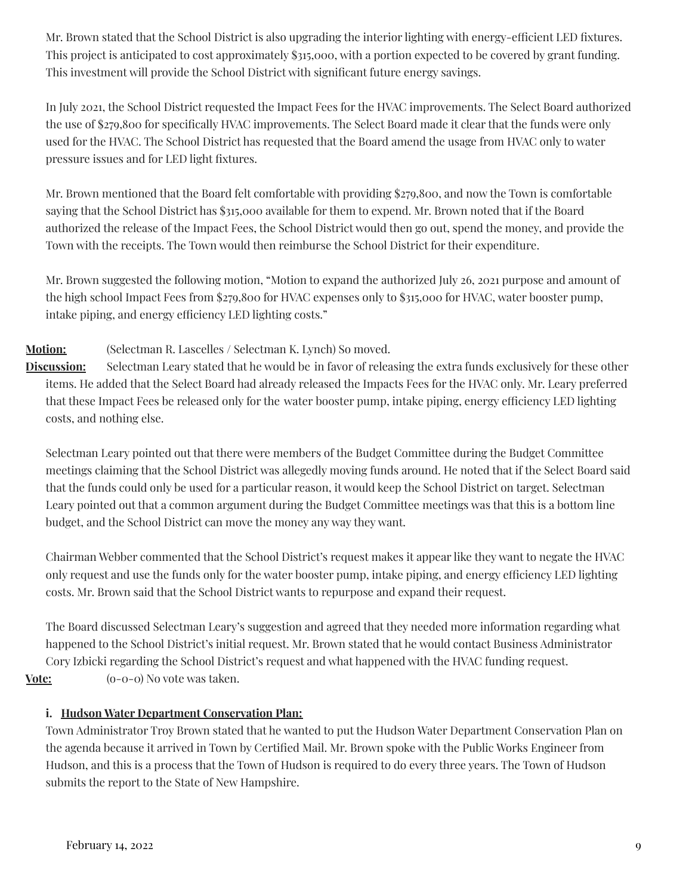Mr. Brown stated that the School District is also upgrading the interior lighting with energy-efficient LED fixtures. This project is anticipated to cost approximately $315,000, with a portion expected to be covered by grant funding. This investment will provide the School District with significant future energy savings.

In July 2021, the School District requested the Impact Fees for the HVAC improvements. The Select Board authorized the use of $279,800 for specifically HVAC improvements. The Select Board made it clear that the funds were only used for the HVAC. The School District has requested that the Board amend the usage from HVAC only to water pressure issues and for LED light fixtures.

Mr. Brown mentioned that the Board felt comfortable with providing $279,800, and now the Town is comfortable saying that the School District has $315,000 available for them to expend. Mr. Brown noted that if the Board authorized the release of the Impact Fees, the School District would then go out, spend the money, and provide the Town with the receipts. The Town would then reimburse the School District for their expenditure.

Mr. Brown suggested the following motion, "Motion to expand the authorized July 26, 2021 purpose and amount of the high school Impact Fees from $279,800 for HVAC expenses only to $315,000 for HVAC, water booster pump, intake piping, and energy efficiency LED lighting costs."

**Motion:** (Selectman R. Lascelles / Selectman K. Lynch) So moved.

**Discussion:** Selectman Leary stated that he would be in favor of releasing the extra funds exclusively for these other items. He added that the Select Board had already released the Impacts Fees for the HVAC only. Mr. Leary preferred that these Impact Fees be released only for the water booster pump, intake piping, energy efficiency LED lighting costs, and nothing else.

Selectman Leary pointed out that there were members of the Budget Committee during the Budget Committee meetings claiming that the School District was allegedly moving funds around. He noted that if the Select Board said that the funds could only be used for a particular reason, it would keep the School District on target. Selectman Leary pointed out that a common argument during the Budget Committee meetings was that this is a bottom line budget, and the School District can move the money any way they want.

Chairman Webber commented that the School District's request makes it appear like they want to negate the HVAC only request and use the funds only for the water booster pump, intake piping, and energy efficiency LED lighting costs. Mr. Brown said that the School District wants to repurpose and expand their request.

The Board discussed Selectman Leary's suggestion and agreed that they needed more information regarding what happened to the School District's initial request. Mr. Brown stated that he would contact Business Administrator Cory Izbicki regarding the School District's request and what happened with the HVAC funding request.

**Vote:** (0-0-0) No vote was taken.

i. **Hudson Water Department Conservation Plan:**

Town Administrator Troy Brown stated that he wanted to put the Hudson Water Department Conservation Plan on the agenda because it arrived in Town by Certified Mail. Mr. Brown spoke with the Public Works Engineer from Hudson, and this is a process that the Town of Hudson is required to do every three years. The Town of Hudson submits the report to the State of New Hampshire.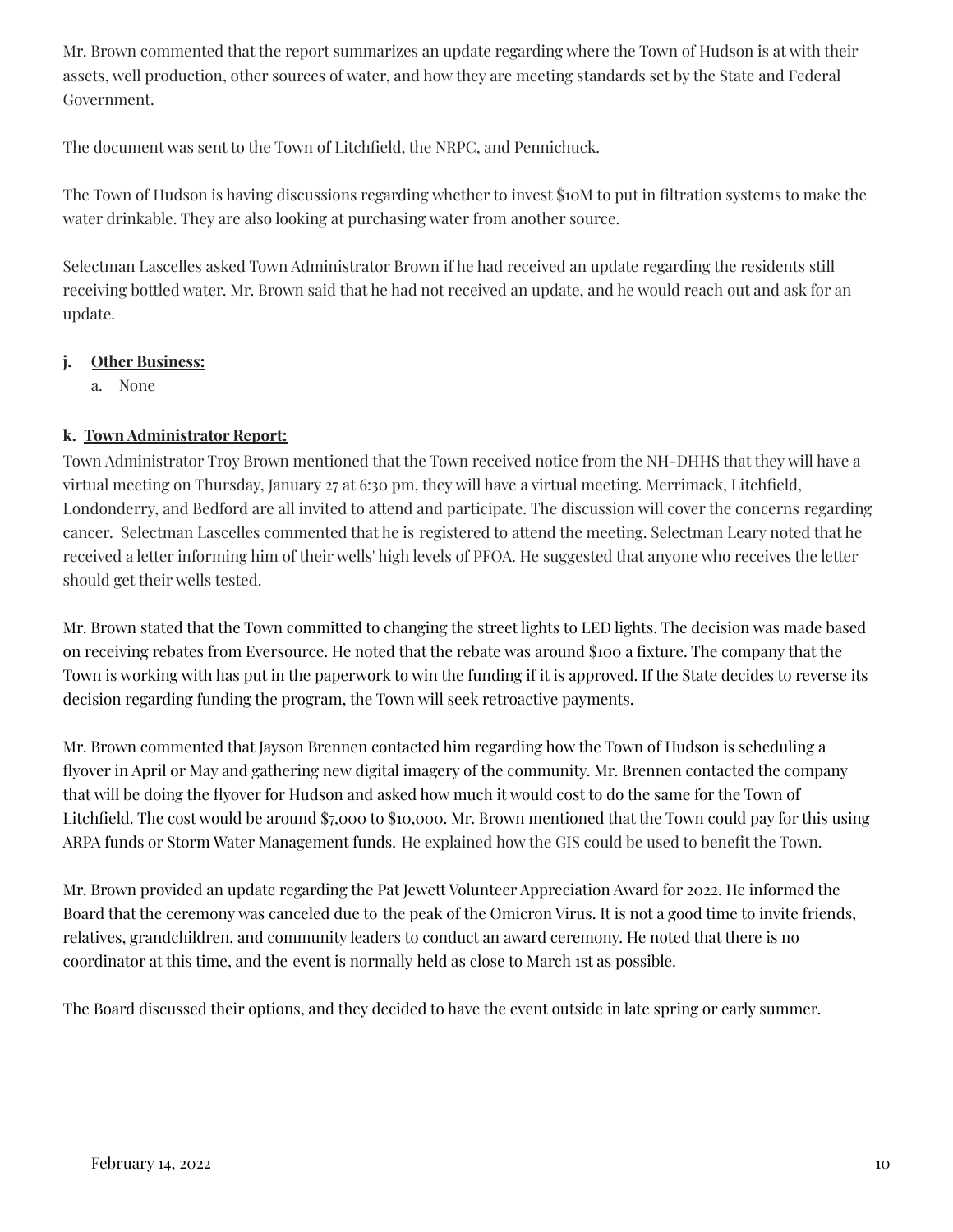Mr. Brown commented that the report summarizes an update regarding where the Town of Hudson is at with their assets, well production, other sources of water, and how they are meeting standards set by the State and Federal Government.

The document was sent to the Town of Litchfield, the NRPC, and Pennichuck.

The Town of Hudson is having discussions regarding whether to invest $10M to put in filtration systems to make the water drinkable. They are also looking at purchasing water from another source.

Selectman Lascelles asked Town Administrator Brown if he had received an update regarding the residents still receiving bottled water. Mr. Brown said that he had not received an update, and he would reach out and ask for an update.

**j. <u>Other Business:</u>**

a. None

**k. <u>Town Administrator Report:</u>**

Town Administrator Troy Brown mentioned that the Town received notice from the NH-DHHS that they will have a virtual meeting on Thursday, January 27 at 6:30 pm, they will have a virtual meeting. Merrimack, Litchfield, Londonderry, and Bedford are all invited to attend and participate. The discussion will cover the concerns regarding cancer. Selectman Lascelles commented that he is registered to attend the meeting. Selectman Leary noted that he received a letter informing him of their wells' high levels of PFOA. He suggested that anyone who receives the letter should get their wells tested.

Mr. Brown stated that the Town committed to changing the street lights to LED lights. The decision was made based on receiving rebates from Eversource. He noted that the rebate was around $100 a fixture. The company that the Town is working with has put in the paperwork to win the funding if it is approved. If the State decides to reverse its decision regarding funding the program, the Town will seek retroactive payments.

Mr. Brown commented that Jayson Brennen contacted him regarding how the Town of Hudson is scheduling a flyover in April or May and gathering new digital imagery of the community. Mr. Brennen contacted the company that will be doing the flyover for Hudson and asked how much it would cost to do the same for the Town of Litchfield. The cost would be around $7,000 to $10,000. Mr. Brown mentioned that the Town could pay for this using ARPA funds or Storm Water Management funds. He explained how the GIS could be used to benefit the Town.

Mr. Brown provided an update regarding the Pat Jewett Volunteer Appreciation Award for 2022. He informed the Board that the ceremony was canceled due to the peak of the Omicron Virus. It is not a good time to invite friends, relatives, grandchildren, and community leaders to conduct an award ceremony. He noted that there is no coordinator at this time, and the event is normally held as close to March 1st as possible.

The Board discussed their options, and they decided to have the event outside in late spring or early summer.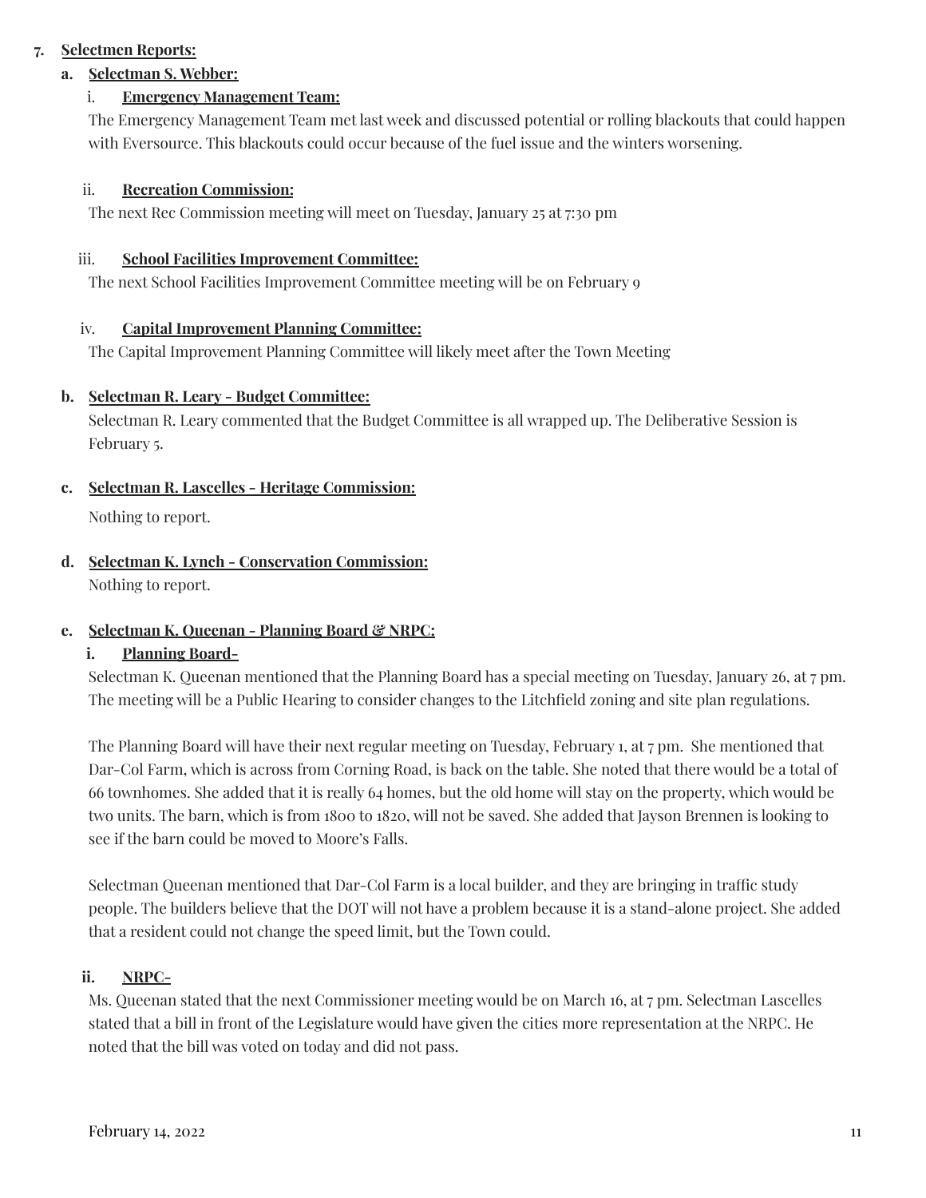7. **Selectmen Reports:**
   a. **Selectman S. Webber:**
      i. **Emergency Management Team:**
      The Emergency Management Team met last week and discussed potential or rolling blackouts that could happen with Eversource. This blackouts could occur because of the fuel issue and the winters worsening.

      ii. **Recreation Commission:**
      The next Rec Commission meeting will meet on Tuesday, January 25 at 7:30 pm

      iii. **School Facilities Improvement Committee:**
      The next School Facilities Improvement Committee meeting will be on February 9

      iv. **Capital Improvement Planning Committee:**
      The Capital Improvement Planning Committee will likely meet after the Town Meeting

   b. **Selectman R. Leary - Budget Committee:**
   Selectman R. Leary commented that the Budget Committee is all wrapped up. The Deliberative Session is February 5.

   c. **Selectman R. Lascelles - Heritage Commission:**
   Nothing to report.

   d. **Selectman K. Lynch - Conservation Commission:**
   Nothing to report.

   e. **Selectman K. Queenan - Planning Board & NRPC:**
      i. **Planning Board-**
      Selectman K. Queenan mentioned that the Planning Board has a special meeting on Tuesday, January 26, at 7 pm. The meeting will be a Public Hearing to consider changes to the Litchfield zoning and site plan regulations.

      The Planning Board will have their next regular meeting on Tuesday, February 1, at 7 pm. She mentioned that Dar-Col Farm, which is across from Corning Road, is back on the table. She noted that there would be a total of 66 townhomes. She added that it is really 64 homes, but the old home will stay on the property, which would be two units. The barn, which is from 1800 to 1820, will not be saved. She added that Jayson Brennen is looking to see if the barn could be moved to Moore's Falls.

      Selectman Queenan mentioned that Dar-Col Farm is a local builder, and they are bringing in traffic study people. The builders believe that the DOT will not have a problem because it is a stand-alone project. She added that a resident could not change the speed limit, but the Town could.

      ii. **NRPC-**
      Ms. Queenan stated that the next Commissioner meeting would be on March 16, at 7 pm. Selectman Lascelles stated that a bill in front of the Legislature would have given the cities more representation at the NRPC. He noted that the bill was voted on today and did not pass.

February 14, 2022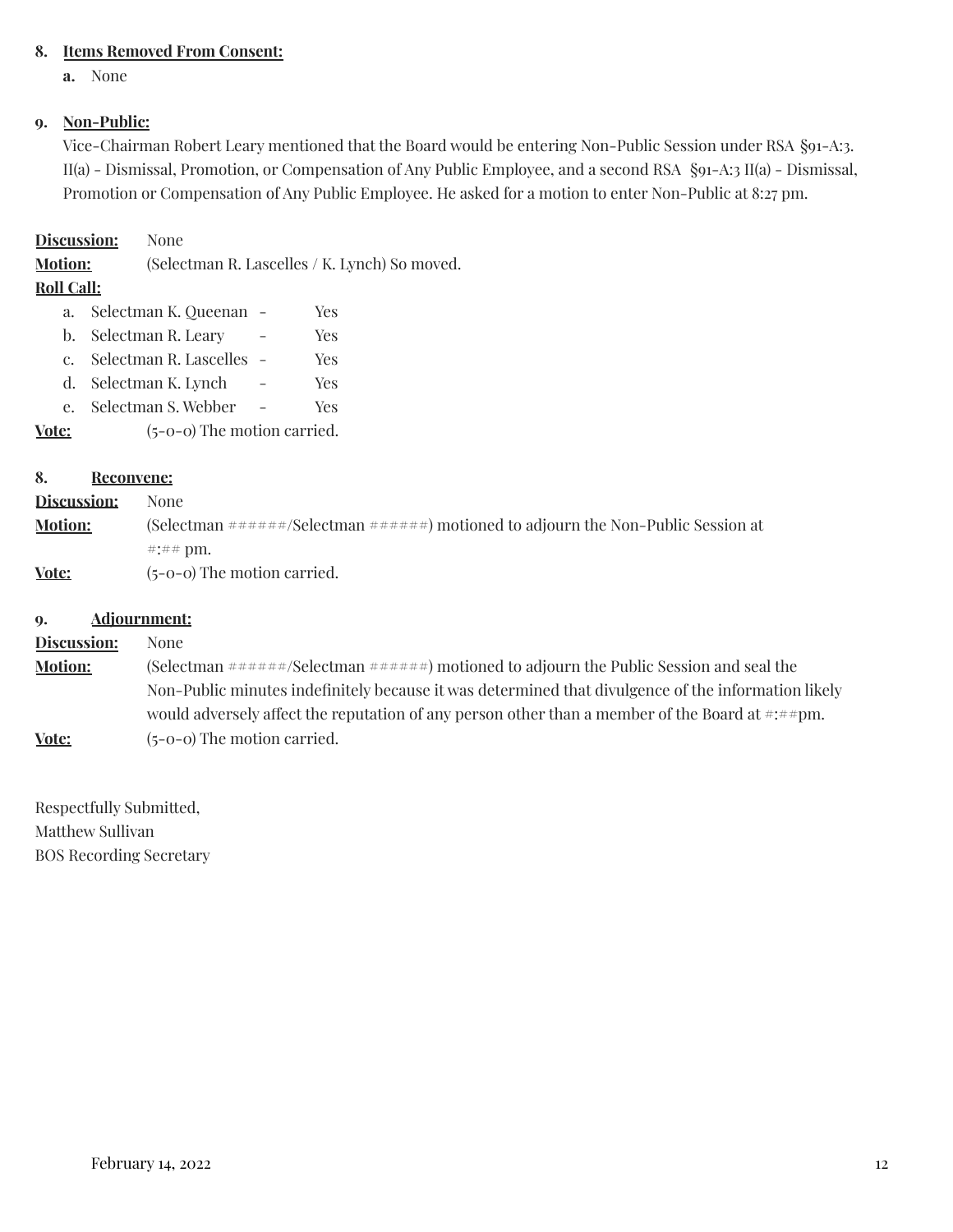8. **Items Removed From Consent:**
   a. None

9. **Non-Public:**
   Vice-Chairman Robert Leary mentioned that the Board would be entering Non-Public Session under RSA §91-A:3. II(a) - Dismissal, Promotion, or Compensation of Any Public Employee, and a second RSA §91-A:3 II(a) - Dismissal, Promotion or Compensation of Any Public Employee. He asked for a motion to enter Non-Public at 8:27 pm.

**Discussion:** None
**Motion:** (Selectman R. Lascelles / K. Lynch) So moved.
**Roll Call:**
   a. Selectman K. Queenan - Yes
   b. Selectman R. Leary - Yes
   c. Selectman R. Lascelles - Yes
   d. Selectman K. Lynch - Yes
   e. Selectman S. Webber - Yes
**Vote:** (5-0-0) The motion carried.

8. **Reconvene:**
**Discussion:** None
**Motion:** (Selectman ######/Selectman ######) motioned to adjourn the Non-Public Session at #:## pm.
**Vote:** (5-0-0) The motion carried.

9. **Adjournment:**
**Discussion:** None
**Motion:** (Selectman ######/Selectman ######) motioned to adjourn the Public Session and seal the Non-Public minutes indefinitely because it was determined that divulgence of the information likely would adversely affect the reputation of any person other than a member of the Board at #:##pm.
**Vote:** (5-0-0) The motion carried.

Respectfully Submitted,
Matthew Sullivan
BOS Recording Secretary

February 14, 2022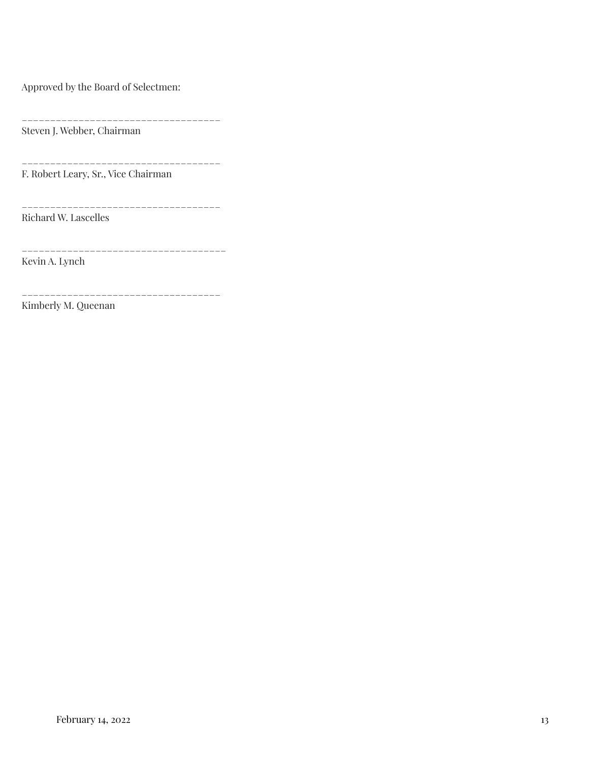Approved by the Board of Selectmen:

___________________________________
Steven J. Webber, Chairman

___________________________________
F. Robert Leary, Sr., Vice Chairman

___________________________________
Richard W. Lascelles

____________________________________
Kevin A. Lynch

___________________________________
Kimberly M. Queenan

February 14, 2022